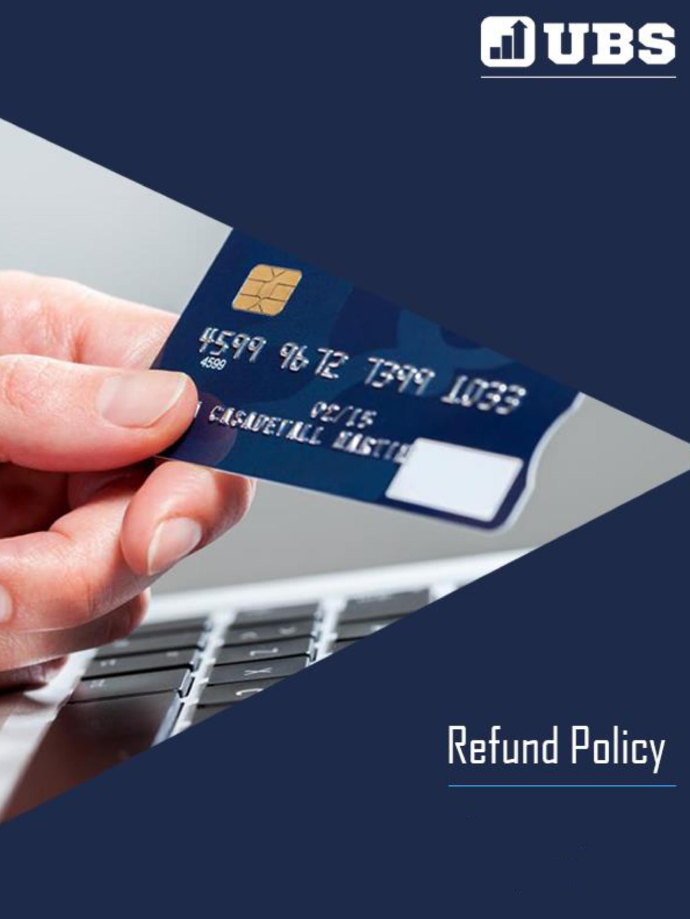UBS

# Refund Policy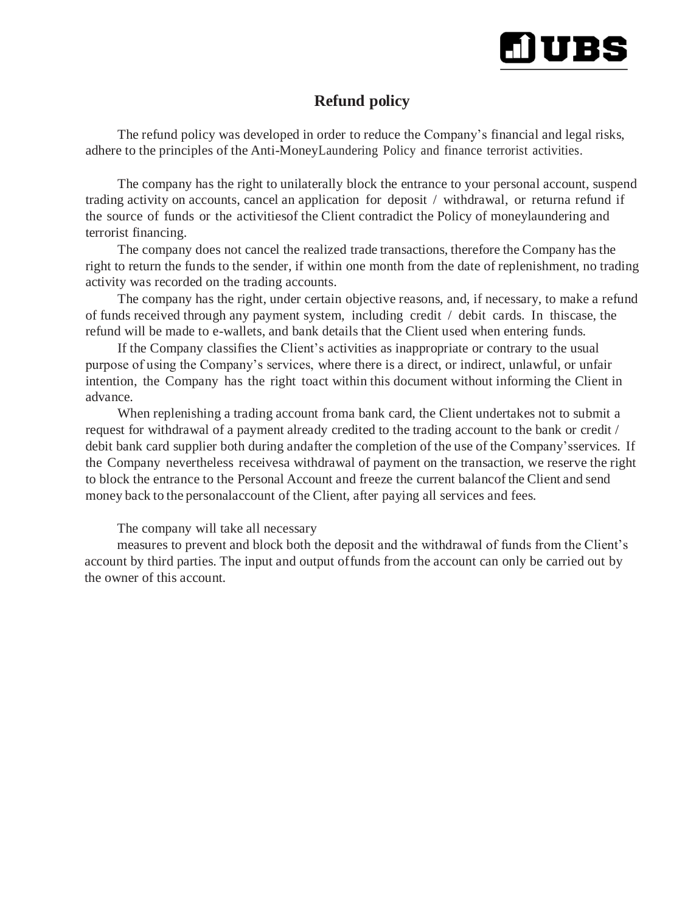# Refund policy

The refund policy was developed in order to reduce the Company's financial and legal risks, adhere to the principles of the Anti-MoneyLaundering Policy and finance terrorist activities.

The company has the right to unilaterally block the entrance to your personal account, suspend trading activity on accounts, cancel an application for deposit / withdrawal, or returna refund if the source of funds or the activitiesof the Client contradict the Policy of moneylaundering and terrorist financing.

The company does not cancel the realized trade transactions, therefore the Company has the right to return the funds to the sender, if within one month from the date of replenishment, no trading activity was recorded on the trading accounts.

The company has the right, under certain objective reasons, and, if necessary, to make a refund of funds received through any payment system, including credit / debit cards. In thiscase, the refund will be made to e-wallets, and bank details that the Client used when entering funds.

If the Company classifies the Client's activities as inappropriate or contrary to the usual purpose of using the Company's services, where there is a direct, or indirect, unlawful, or unfair intention, the Company has the right toact within this document without informing the Client in advance.

When replenishing a trading account froma bank card, the Client undertakes not to submit a request for withdrawal of a payment already credited to the trading account to the bank or credit / debit bank card supplier both during andafter the completion of the use of the Company'sservices. If the Company nevertheless receivesa withdrawal of payment on the transaction, we reserve the right to block the entrance to the Personal Account and freeze the current balancof the Client and send money back to the personalaccount of the Client, after paying all services and fees.

The company will take all necessary measures to prevent and block both the deposit and the withdrawal of funds from the Client's account by third parties. The input and output offunds from the account can only be carried out by the owner of this account.